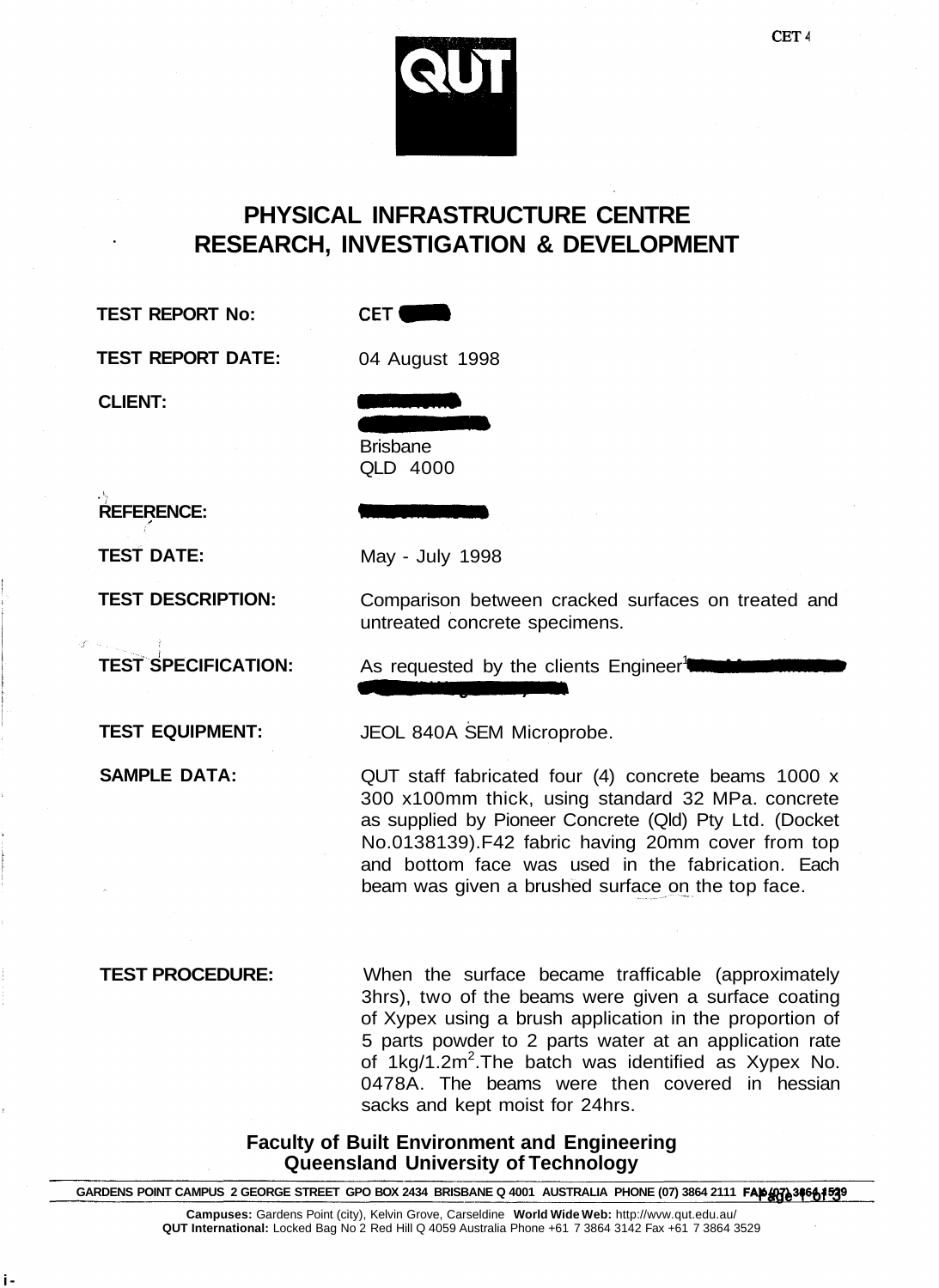# PHYSICAL INFRASTRUCTURE CENTRE
# RESEARCH, INVESTIGATION & DEVELOPMENT

**TEST REPORT No:** CET

**TEST REPORT DATE:** 04 August 1998

**CLIENT:**

Brisbane
QLD 4000

**REFERENCE:**

**TEST DATE:** May - July 1998

**TEST DESCRIPTION:** Comparison between cracked surfaces on treated and untreated concrete specimens.

**TEST SPECIFICATION:** As requested by the clients Engineer[1]

**TEST EQUIPMENT:** JEOL 840A SEM Microprobe.

**SAMPLE DATA:** QUT staff fabricated four (4) concrete beams 1000 x 300 x100mm thick, using standard 32 MPa. concrete as supplied by Pioneer Concrete (Qld) Pty Ltd. (Docket No.0138139).F42 fabric having 20mm cover from top and bottom face was used in the fabrication. Each beam was given a brushed surface on the top face.

**TEST PROCEDURE:** When the surface became trafficable (approximately 3hrs), two of the beams were given a surface coating of Xypex using a brush application in the proportion of 5 parts powder to 2 parts water at an application rate of 1kg/1.2m$^2$.The batch was identified as Xypex No. 0478A. The beams were then covered in hessian sacks and kept moist for 24hrs.

**Faculty of Built Environment and Engineering**
**Queensland University of Technology**

GARDENS POINT CAMPUS 2 GEORGE STREET GPO BOX 2434 BRISBANE Q 4001 AUSTRALIA PHONE (07) 3864 2111 FAX (07) 3864 1529

**Campuses:** Gardens Point (city), Kelvin Grove, Carseldine **World Wide Web:** http://wvw.qut.edu.au/
**QUT International:** Locked Bag No 2 Red Hill Q 4059 Australia Phone +61 7 3864 3142 Fax +61 7 3864 3529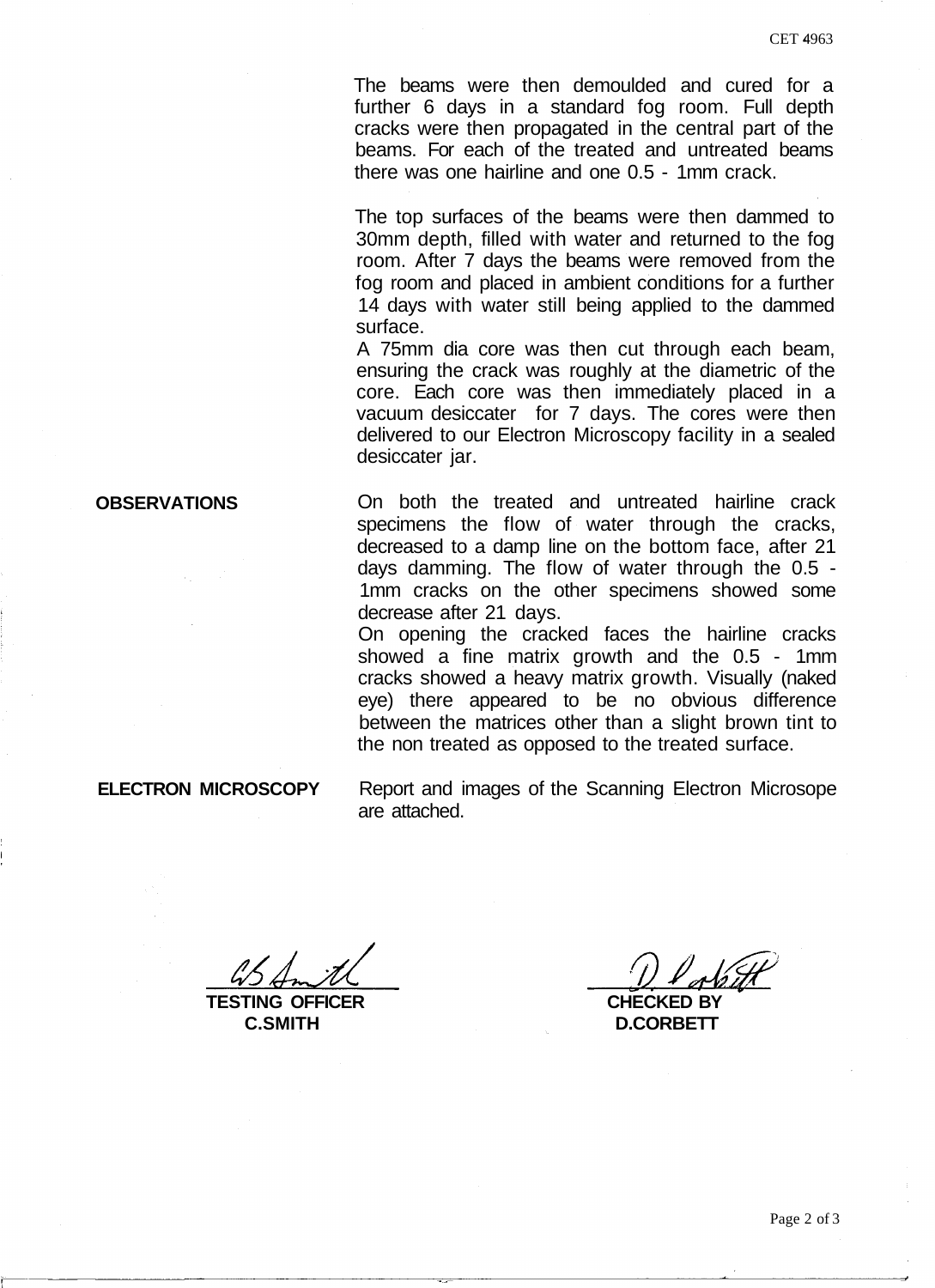The beams were then demoulded and cured for a further 6 days in a standard fog room. Full depth cracks were then propagated in the central part of the beams. For each of the treated and untreated beams there was one hairline and one 0.5 - 1mm crack.

The top surfaces of the beams were then dammed to 30mm depth, filled with water and returned to the fog room. After 7 days the beams were removed from the fog room and placed in ambient conditions for a further 14 days with water still being applied to the dammed surface.

A 75mm dia core was then cut through each beam, ensuring the crack was roughly at the diametric of the core. Each core was then immediately placed in a vacuum desiccater for 7 days. The cores were then delivered to our Electron Microscopy facility in a sealed desiccater jar.

**OBSERVATIONS**

On both the treated and untreated hairline crack specimens the flow of water through the cracks, decreased to a damp line on the bottom face, after 21 days damming. The flow of water through the 0.5 - 1mm cracks on the other specimens showed some decrease after 21 days.

On opening the cracked faces the hairline cracks showed a fine matrix growth and the 0.5 - 1mm cracks showed a heavy matrix growth. Visually (naked eye) there appeared to be no obvious difference between the matrices other than a slight brown tint to the non treated as opposed to the treated surface.

**ELECTRON MICROSCOPY**

Report and images of the Scanning Electron Microsope are attached.

**TESTING OFFICER**
**C.SMITH**

**CHECKED BY**
**D.CORBETT**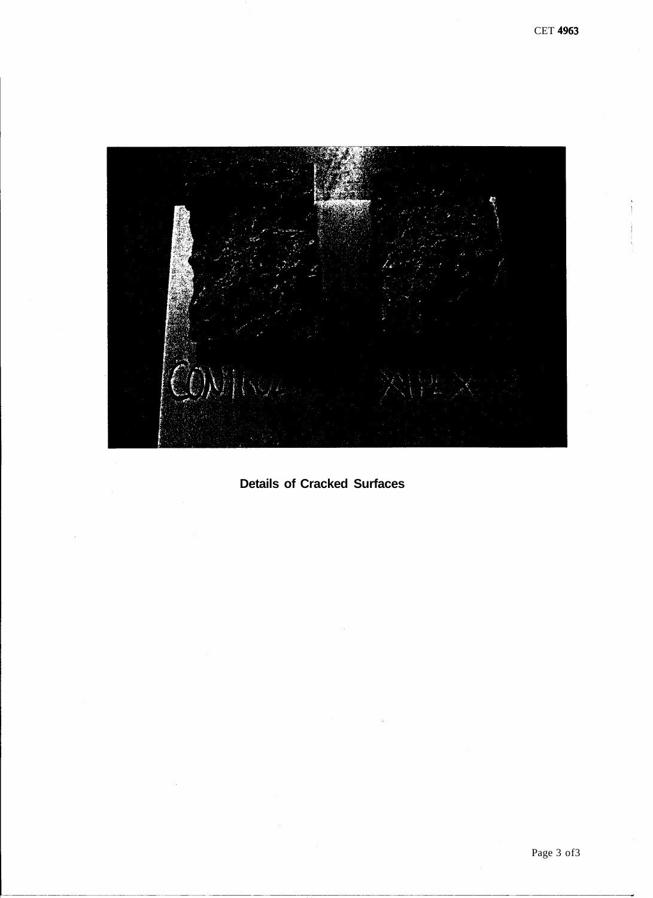**Details of Cracked Surfaces**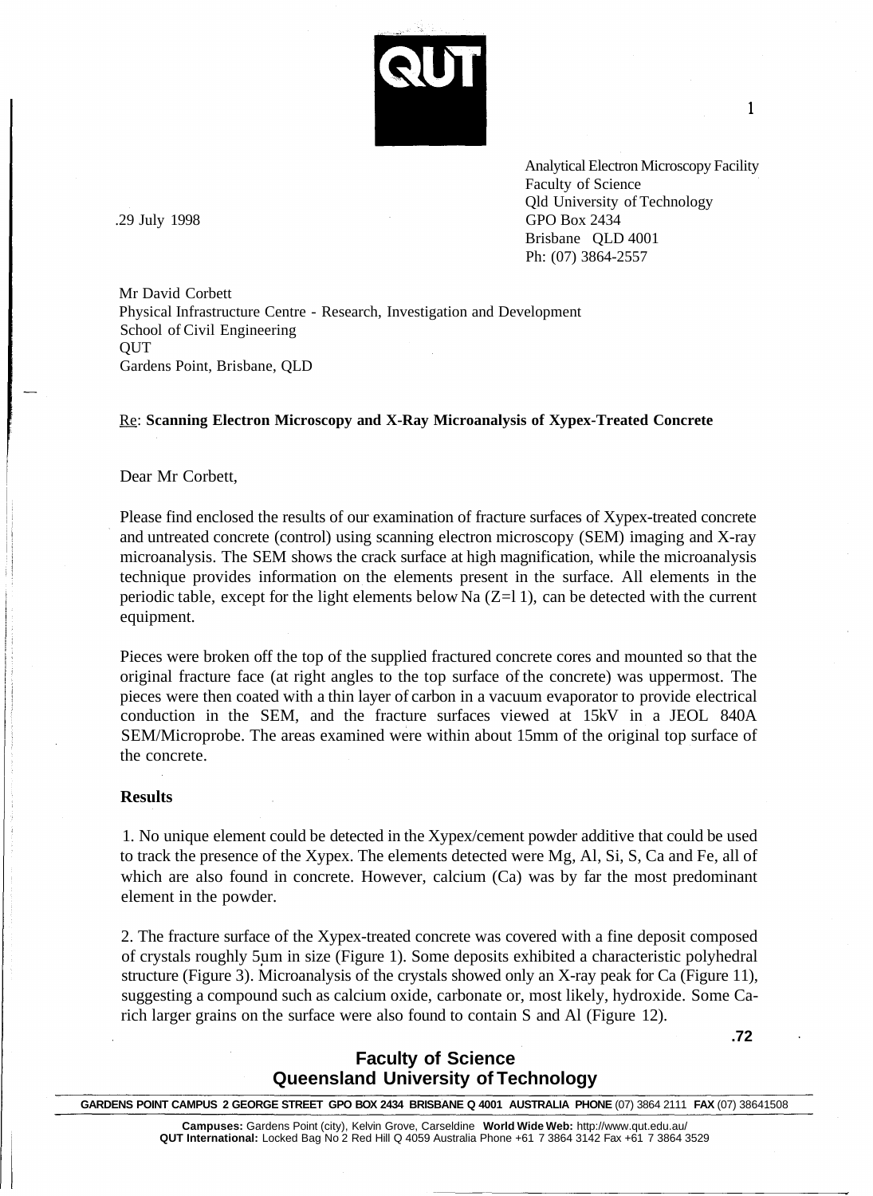QUT

Analytical Electron Microscopy Facility
Faculty of Science
Qld University of Technology
GPO Box 2434
Brisbane QLD 4001
Ph: (07) 3864-2557

.29 July 1998

Mr David Corbett
Physical Infrastructure Centre - Research, Investigation and Development
School of Civil Engineering
QUT
Gardens Point, Brisbane, QLD

Re: **Scanning Electron Microscopy and X-Ray Microanalysis of Xypex-Treated Concrete**

Dear Mr Corbett,

Please find enclosed the results of our examination of fracture surfaces of Xypex-treated concrete and untreated concrete (control) using scanning electron microscopy (SEM) imaging and X-ray microanalysis. The SEM shows the crack surface at high magnification, while the microanalysis technique provides information on the elements present in the surface. All elements in the periodic table, except for the light elements below Na (Z=11), can be detected with the current equipment.

Pieces were broken off the top of the supplied fractured concrete cores and mounted so that the original fracture face (at right angles to the top surface of the concrete) was uppermost. The pieces were then coated with a thin layer of carbon in a vacuum evaporator to provide electrical conduction in the SEM, and the fracture surfaces viewed at 15kV in a JEOL 840A SEM/Microprobe. The areas examined were within about 15mm of the original top surface of the concrete.

**Results**

1. No unique element could be detected in the Xypex/cement powder additive that could be used to track the presence of the Xypex. The elements detected were Mg, Al, Si, S, Ca and Fe, all of which are also found in concrete. However, calcium (Ca) was by far the most predominant element in the powder.

2. The fracture surface of the Xypex-treated concrete was covered with a fine deposit composed of crystals roughly 5μm in size (Figure 1). Some deposits exhibited a characteristic polyhedral structure (Figure 3). Microanalysis of the crystals showed only an X-ray peak for Ca (Figure 11), suggesting a compound such as calcium oxide, carbonate or, most likely, hydroxide. Some Ca-rich larger grains on the surface were also found to contain S and Al (Figure 12).

**Faculty of Science**
**Queensland University of Technology**

**GARDENS POINT CAMPUS 2 GEORGE STREET GPO BOX 2434 BRISBANE Q 4001 AUSTRALIA PHONE** (07) 3864 2111 **FAX** (07) 38641508

**Campuses:** Gardens Point (city), Kelvin Grove, Carseldine **World Wide Web:** http://www.qut.edu.au/
**QUT International:** Locked Bag No 2 Red Hill Q 4059 Australia Phone +61 7 3864 3142 Fax +61 7 3864 3529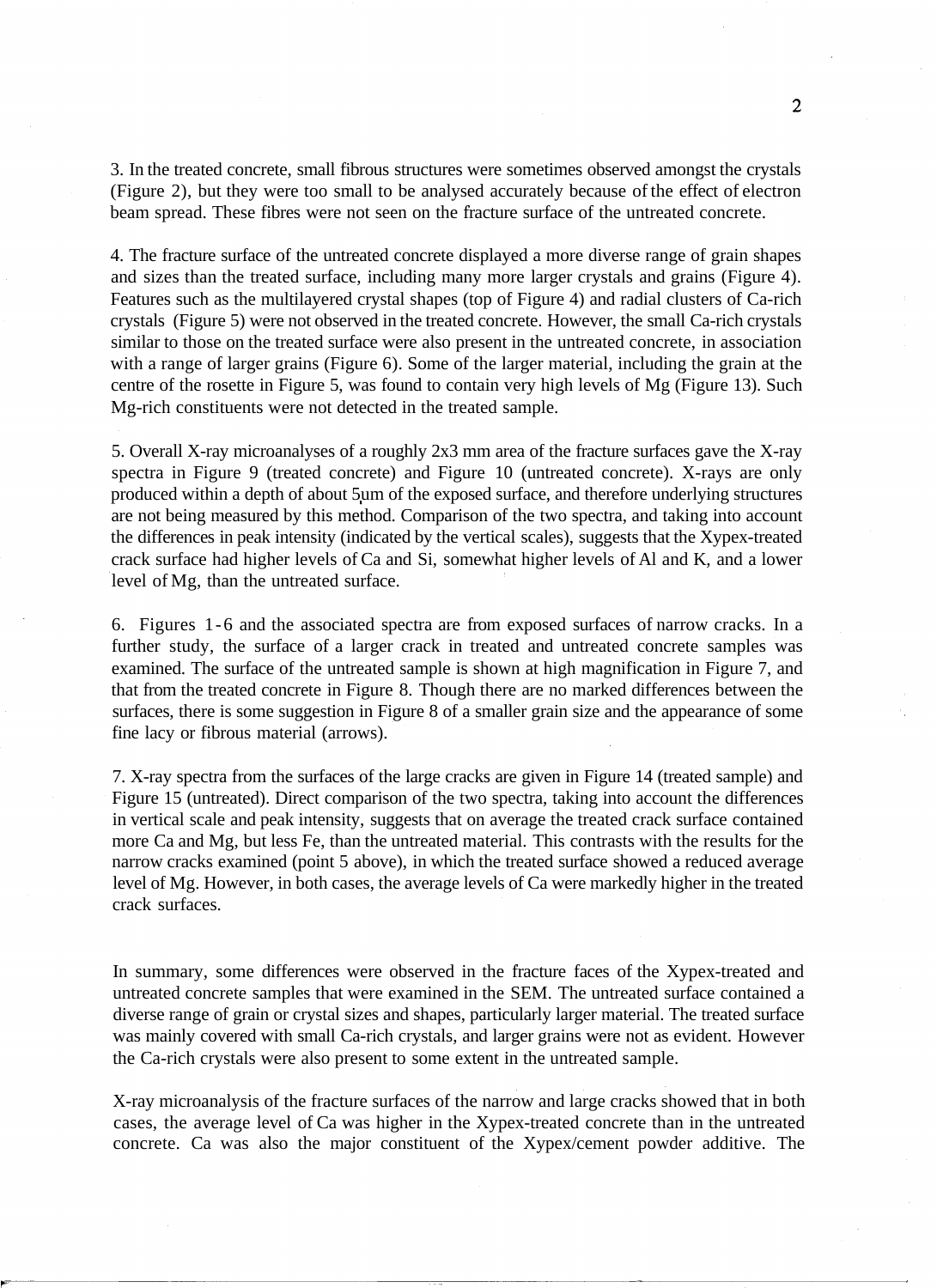3. In the treated concrete, small fibrous structures were sometimes observed amongst the crystals (Figure 2), but they were too small to be analysed accurately because of the effect of electron beam spread. These fibres were not seen on the fracture surface of the untreated concrete.

4. The fracture surface of the untreated concrete displayed a more diverse range of grain shapes and sizes than the treated surface, including many more larger crystals and grains (Figure 4). Features such as the multilayered crystal shapes (top of Figure 4) and radial clusters of Ca-rich crystals (Figure 5) were not observed in the treated concrete. However, the small Ca-rich crystals similar to those on the treated surface were also present in the untreated concrete, in association with a range of larger grains (Figure 6). Some of the larger material, including the grain at the centre of the rosette in Figure 5, was found to contain very high levels of Mg (Figure 13). Such Mg-rich constituents were not detected in the treated sample.

5. Overall X-ray microanalyses of a roughly 2x3 mm area of the fracture surfaces gave the X-ray spectra in Figure 9 (treated concrete) and Figure 10 (untreated concrete). X-rays are only produced within a depth of about 5μm of the exposed surface, and therefore underlying structures are not being measured by this method. Comparison of the two spectra, and taking into account the differences in peak intensity (indicated by the vertical scales), suggests that the Xypex-treated crack surface had higher levels of Ca and Si, somewhat higher levels of Al and K, and a lower level of Mg, than the untreated surface.

6. Figures 1-6 and the associated spectra are from exposed surfaces of narrow cracks. In a further study, the surface of a larger crack in treated and untreated concrete samples was examined. The surface of the untreated sample is shown at high magnification in Figure 7, and that from the treated concrete in Figure 8. Though there are no marked differences between the surfaces, there is some suggestion in Figure 8 of a smaller grain size and the appearance of some fine lacy or fibrous material (arrows).

7. X-ray spectra from the surfaces of the large cracks are given in Figure 14 (treated sample) and Figure 15 (untreated). Direct comparison of the two spectra, taking into account the differences in vertical scale and peak intensity, suggests that on average the treated crack surface contained more Ca and Mg, but less Fe, than the untreated material. This contrasts with the results for the narrow cracks examined (point 5 above), in which the treated surface showed a reduced average level of Mg. However, in both cases, the average levels of Ca were markedly higher in the treated crack surfaces.

In summary, some differences were observed in the fracture faces of the Xypex-treated and untreated concrete samples that were examined in the SEM. The untreated surface contained a diverse range of grain or crystal sizes and shapes, particularly larger material. The treated surface was mainly covered with small Ca-rich crystals, and larger grains were not as evident. However the Ca-rich crystals were also present to some extent in the untreated sample.

X-ray microanalysis of the fracture surfaces of the narrow and large cracks showed that in both cases, the average level of Ca was higher in the Xypex-treated concrete than in the untreated concrete. Ca was also the major constituent of the Xypex/cement powder additive. The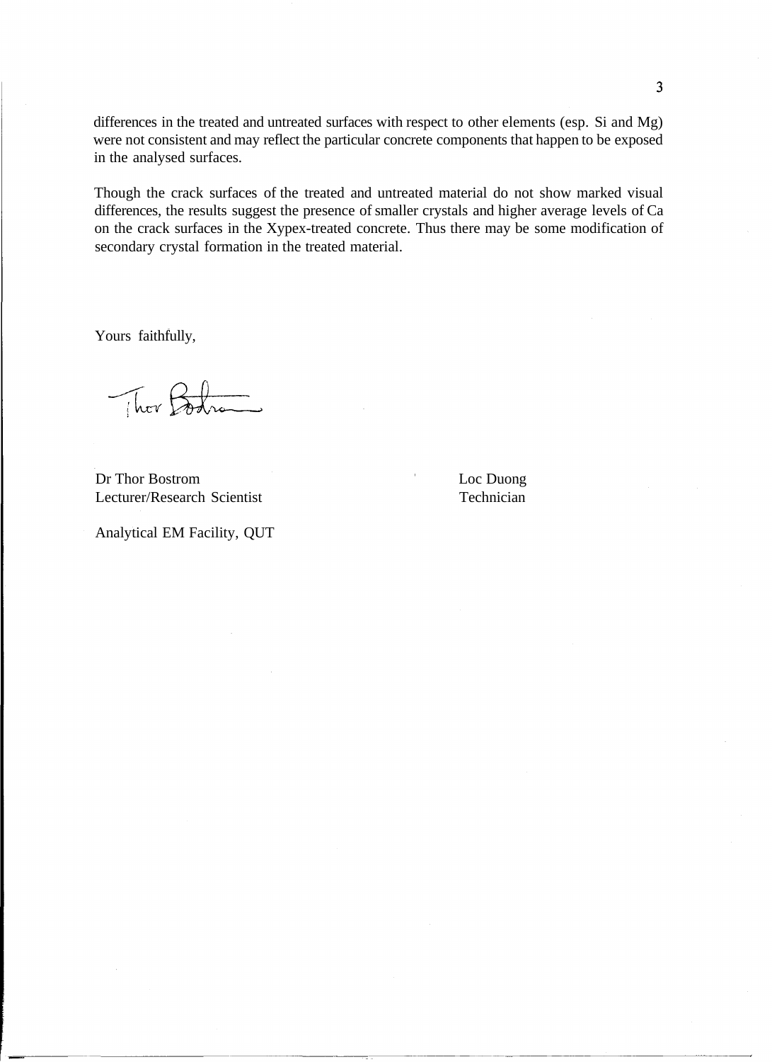differences in the treated and untreated surfaces with respect to other elements (esp. Si and Mg) were not consistent and may reflect the particular concrete components that happen to be exposed in the analysed surfaces.

Though the crack surfaces of the treated and untreated material do not show marked visual differences, the results suggest the presence of smaller crystals and higher average levels of Ca on the crack surfaces in the Xypex-treated concrete. Thus there may be some modification of secondary crystal formation in the treated material.

Yours faithfully,

Dr Thor Bostrom
Lecturer/Research Scientist

Loc Duong
Technician

Analytical EM Facility, QUT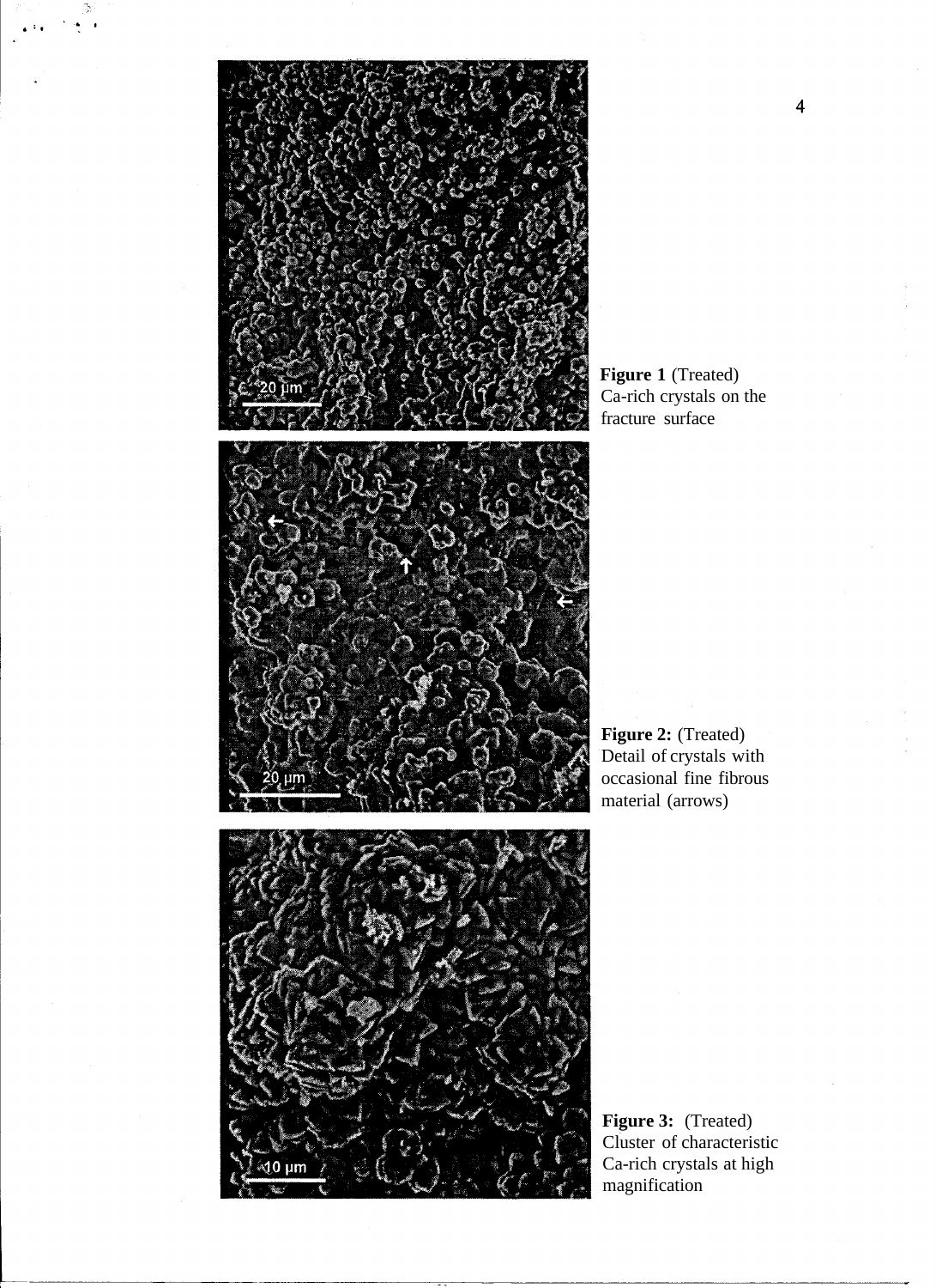**Figure 1** (Treated) Ca-rich crystals on the fracture surface

**Figure 2:** (Treated) Detail of crystals with occasional fine fibrous material (arrows)

**Figure 3:** (Treated) Cluster of characteristic Ca-rich crystals at high magnification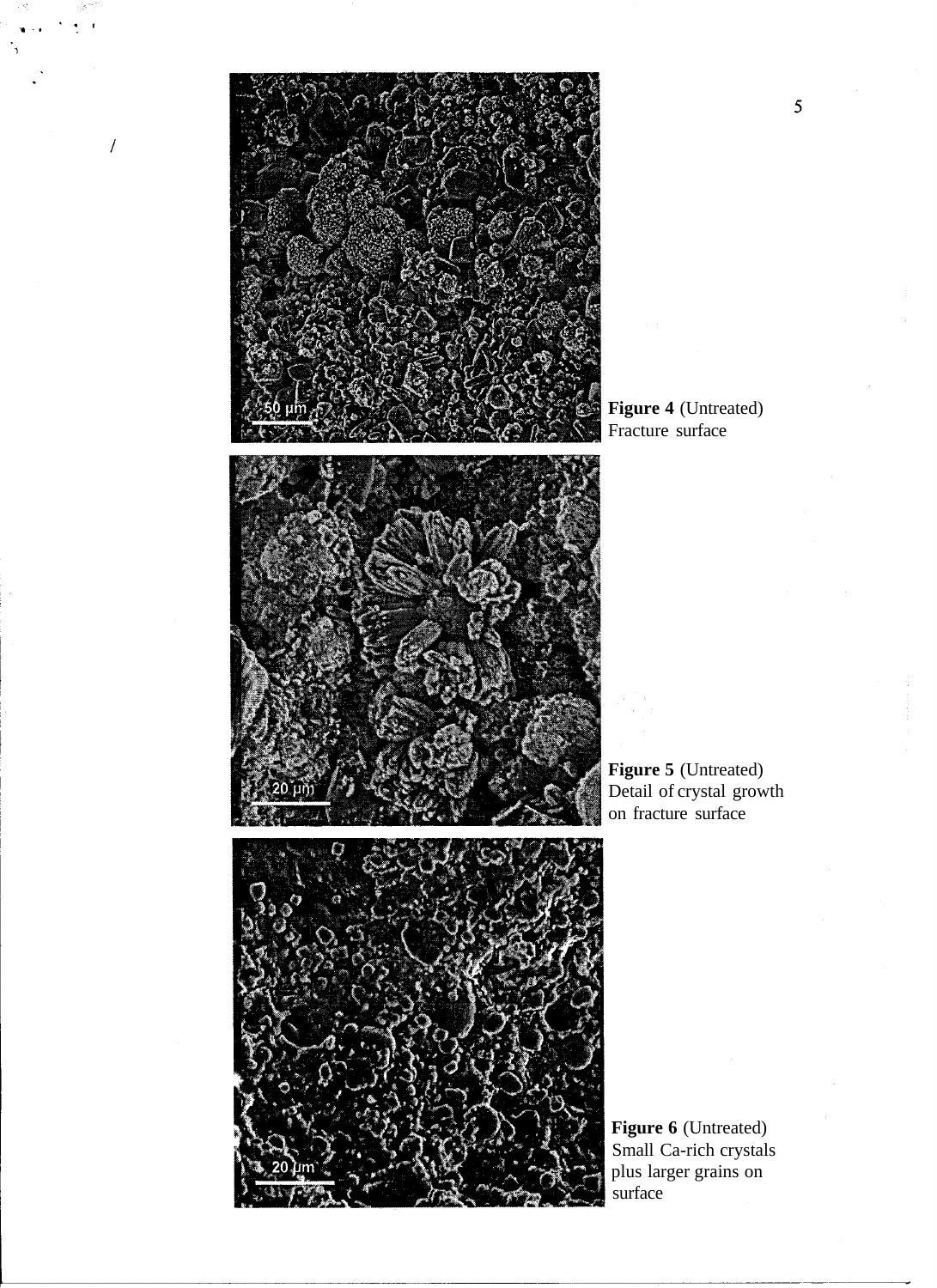**Figure 4** (Untreated)
Fracture surface

**Figure 5** (Untreated)
Detail of crystal growth on fracture surface

**Figure 6** (Untreated)
Small Ca-rich crystals plus larger grains on surface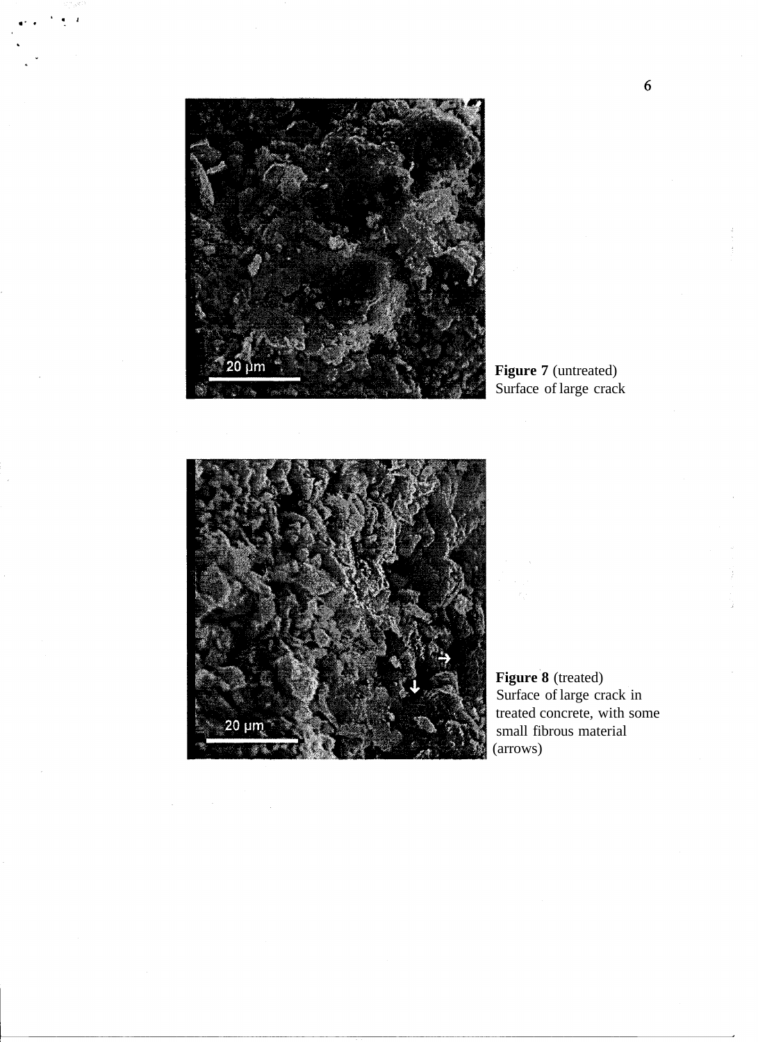**Figure 7** (untreated)
Surface of large crack

**Figure 8** (treated)
Surface of large crack in treated concrete, with some small fibrous material (arrows)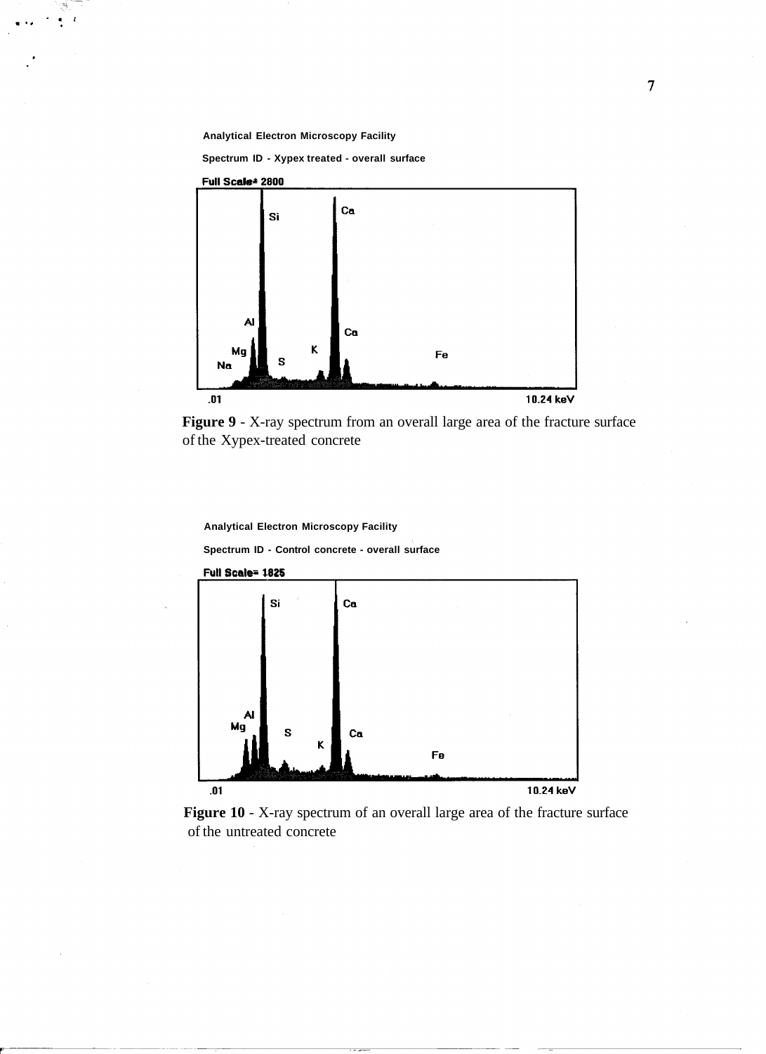Analytical Electron Microscopy Facility

Spectrum ID - Xypex treated - overall surface

Full Scale= 2800

Si Ca Al Ca Mg K Fe Na S

.01 10.24 keV

**Figure 9** - X-ray spectrum from an overall large area of the fracture surface of the Xypex-treated concrete

Analytical Electron Microscopy Facility

Spectrum ID - Control concrete - overall surface

Full Scale= 1825

Si Ca Al Mg S K Ca Fe

.01 10.24 keV

**Figure 10** - X-ray spectrum of an overall large area of the fracture surface of the untreated concrete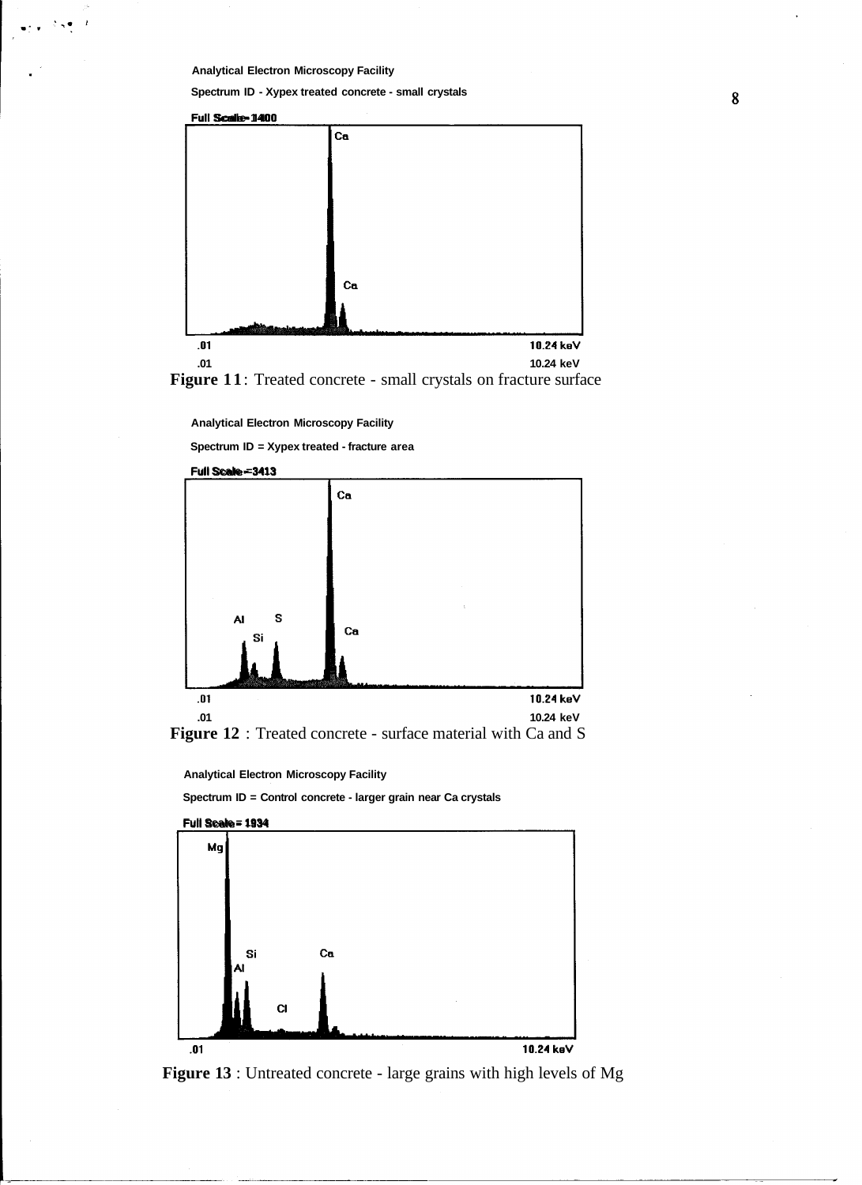Analytical Electron Microscopy Facility

Spectrum ID - Xypex treated concrete - small crystals

Full Scale= 1400

Ca

Ca

.01 10.24 keV

.01 10.24 keV

**Figure 11**: Treated concrete - small crystals on fracture surface

Analytical Electron Microscopy Facility

Spectrum ID = Xypex treated - fracture area

Full Scale =3413

Ca

Al S

Si

Ca

.01 10.24 keV

.01 10.24 keV

**Figure 12** : Treated concrete - surface material with Ca and S

Analytical Electron Microscopy Facility

Spectrum ID = Control concrete - larger grain near Ca crystals

Full Scale = 1934

Mg

Si

Al

Ca

Cl

.01 10.24 keV

**Figure 13** : Untreated concrete - large grains with high levels of Mg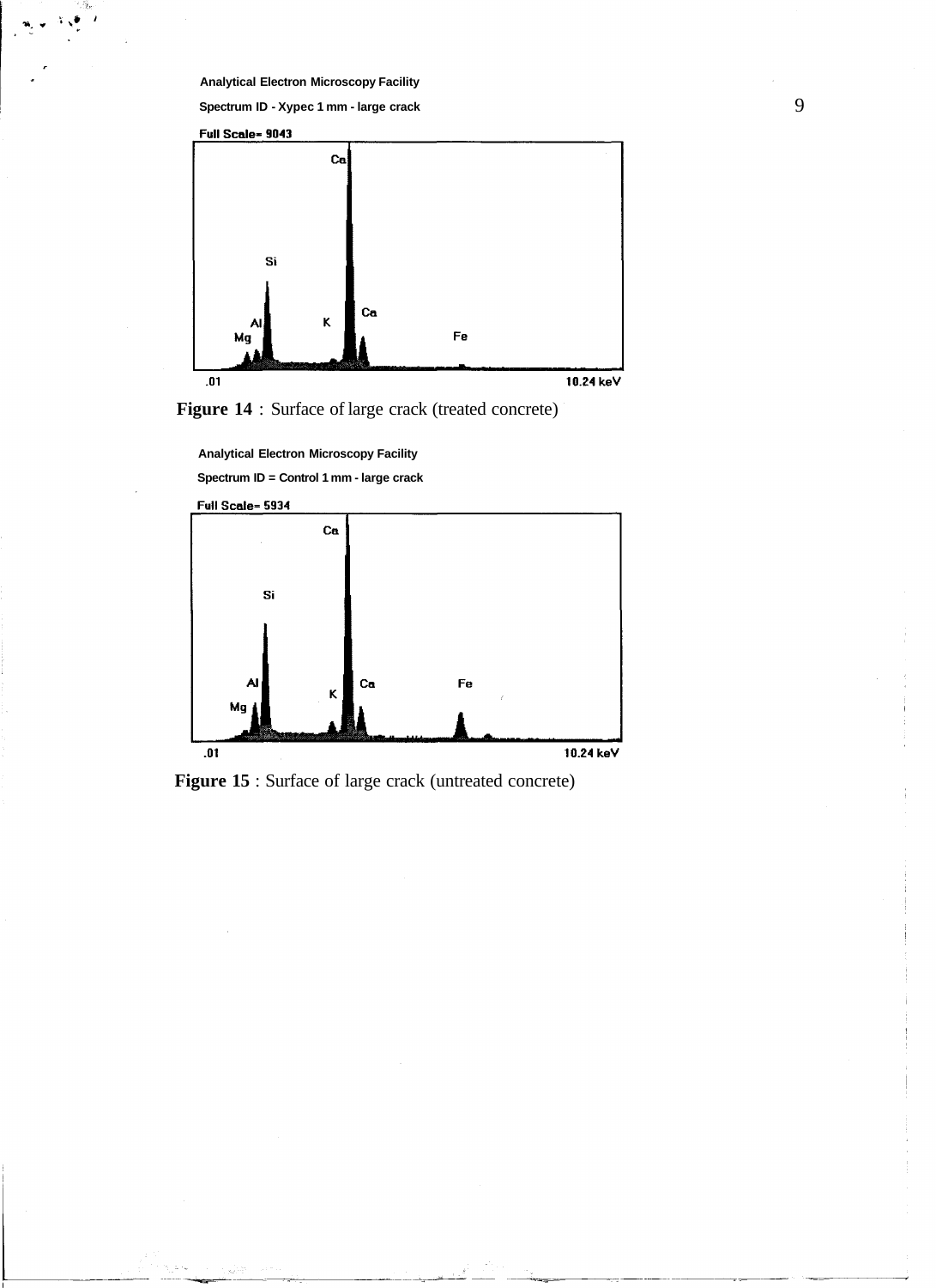Analytical Electron Microscopy Facility

Spectrum ID - Xypec 1 mm - large crack

Full Scale= 9043

Ca

Si

Al

Mg

K

Ca

Fe

.01

10.24 keV

**Figure 14** : Surface of large crack (treated concrete)

Analytical Electron Microscopy Facility

Spectrum ID = Control 1 mm - large crack

Full Scale= 5934

Ca

Si

Al

Mg

K

Ca

Fe

.01

10.24 keV

**Figure 15** : Surface of large crack (untreated concrete)